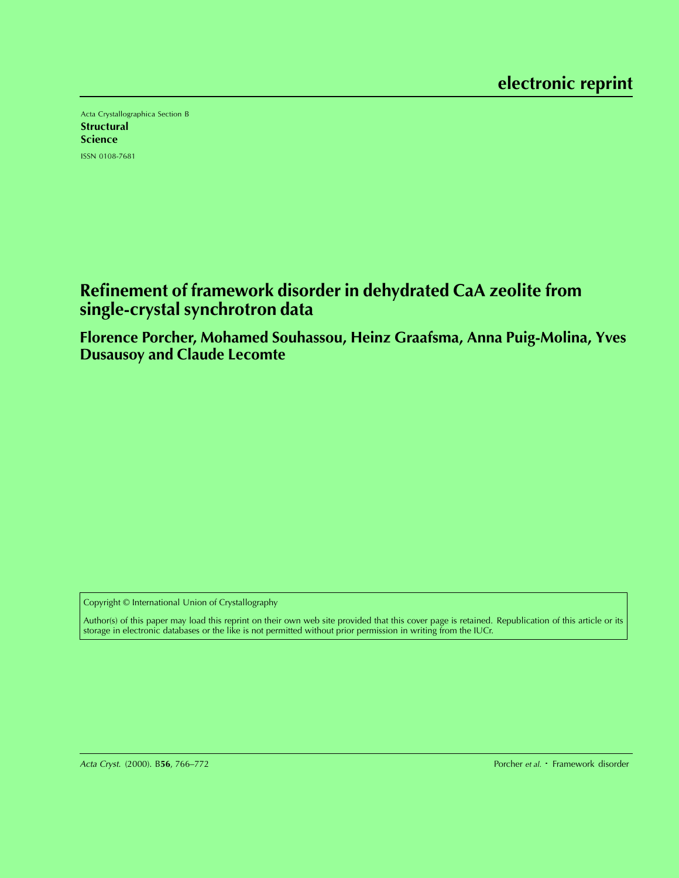electronic reprint

Acta Crystallographica Section B

**Structural Science**

ISSN 0108-7681

# Refinement of framework disorder in dehydrated CaA zeolite from single-crystal synchrotron data

**Florence Porcher, Mohamed Souhassou, Heinz Graafsma, Anna Puig-Molina, Yves Dusausoy and Claude Lecomte**

Copyright © International Union of Crystallography

Author(s) of this paper may load this reprint on their own web site provided that this cover page is retained. Republication of this article or its storage in electronic databases or the like is not permitted without prior permission in writing from the IUCr.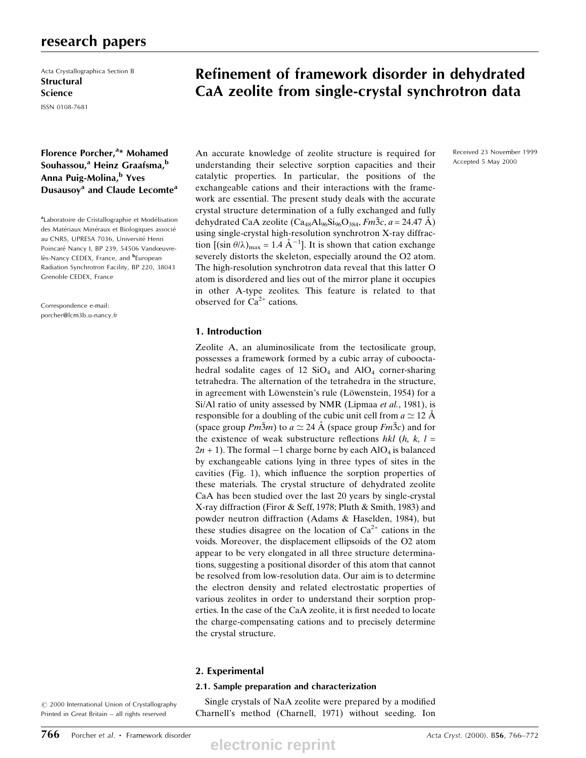research papers

Acta Crystallographica Section B
**Structural Science**
ISSN 0108-7681

# Refinement of framework disorder in dehydrated CaA zeolite from single-crystal synchrotron data

**Florence Porcher,[a]* Mohamed Souhassou,[a] Heinz Graafsma,[b] Anna Puig-Molina,[b] Yves Dusausoy[a] and Claude Lecomte[a]**

[a]Laboratoire de Cristallographie et Modélisation des Matériaux Minéraux et Biologiques associé au CNRS, UPRESA 7036, Université Henri Poincaré Nancy I, BP 239, 54506 Vandœuvre-lès-Nancy CEDEX, France, and [b]European Radiation Synchrotron Facility, BP 220, 38043 Grenoble CEDEX, France

Correspondence e-mail: porcher@lcm3b.u-nancy.fr

Received 23 November 1999
Accepted 5 May 2000

An accurate knowledge of zeolite structure is required for understanding their selective sorption capacities and their catalytic properties. In particular, the positions of the exchangeable cations and their interactions with the framework are essential. The present study deals with the accurate crystal structure determination of a fully exchanged and fully dehydrated CaA zeolite ($Ca_{48}Al_{96}Si_{96}O_{384}$, $Fm\bar{3}c$, $a = 24.47$ Å) using single-crystal high-resolution synchrotron X-ray diffraction [$(\sin\theta/\lambda)_{max} = 1.4$ Å$^{-1}$]. It is shown that cation exchange severely distorts the skeleton, especially around the O2 atom. The high-resolution synchrotron data reveal that this latter O atom is disordered and lies out of the mirror plane it occupies in other A-type zeolites. This feature is related to that observed for $Ca^{2+}$ cations.

## 1. Introduction

Zeolite A, an aluminosilicate from the tectosilicate group, possesses a framework formed by a cubic array of cuboctahedral sodalite cages of 12 $SiO_4$ and $AlO_4$ corner-sharing tetrahedra. The alternation of the tetrahedra in the structure, in agreement with Löwenstein's rule (Löwenstein, 1954) for a Si/Al ratio of unity assessed by NMR (Lipmaa *et al.*, 1981), is responsible for a doubling of the cubic unit cell from $a \simeq 12$ Å (space group $Pm\bar{3}m$) to $a \simeq 24$ Å (space group $Fm\bar{3}c$) and for the existence of weak substructure reflections *hkl* ($h, k, l = 2n + 1$). The formal −1 charge borne by each $AlO_4$ is balanced by exchangeable cations lying in three types of sites in the cavities (Fig. 1), which influence the sorption properties of these materials. The crystal structure of dehydrated zeolite CaA has been studied over the last 20 years by single-crystal X-ray diffraction (Firor & Seff, 1978; Pluth & Smith, 1983) and powder neutron diffraction (Adams & Haselden, 1984), but these studies disagree on the location of $Ca^{2+}$ cations in the voids. Moreover, the displacement ellipsoids of the O2 atom appear to be very elongated in all three structure determinations, suggesting a positional disorder of this atom that cannot be resolved from low-resolution data. Our aim is to determine the electron density and related electrostatic properties of various zeolites in order to understand their sorption properties. In the case of the CaA zeolite, it is first needed to locate the charge-compensating cations and to precisely determine the crystal structure.

## 2. Experimental

### 2.1. Sample preparation and characterization

Single crystals of NaA zeolite were prepared by a modified Charnell's method (Charnell, 1971) without seeding. Ion

© 2000 International Union of Crystallography
Printed in Great Britain – all rights reserved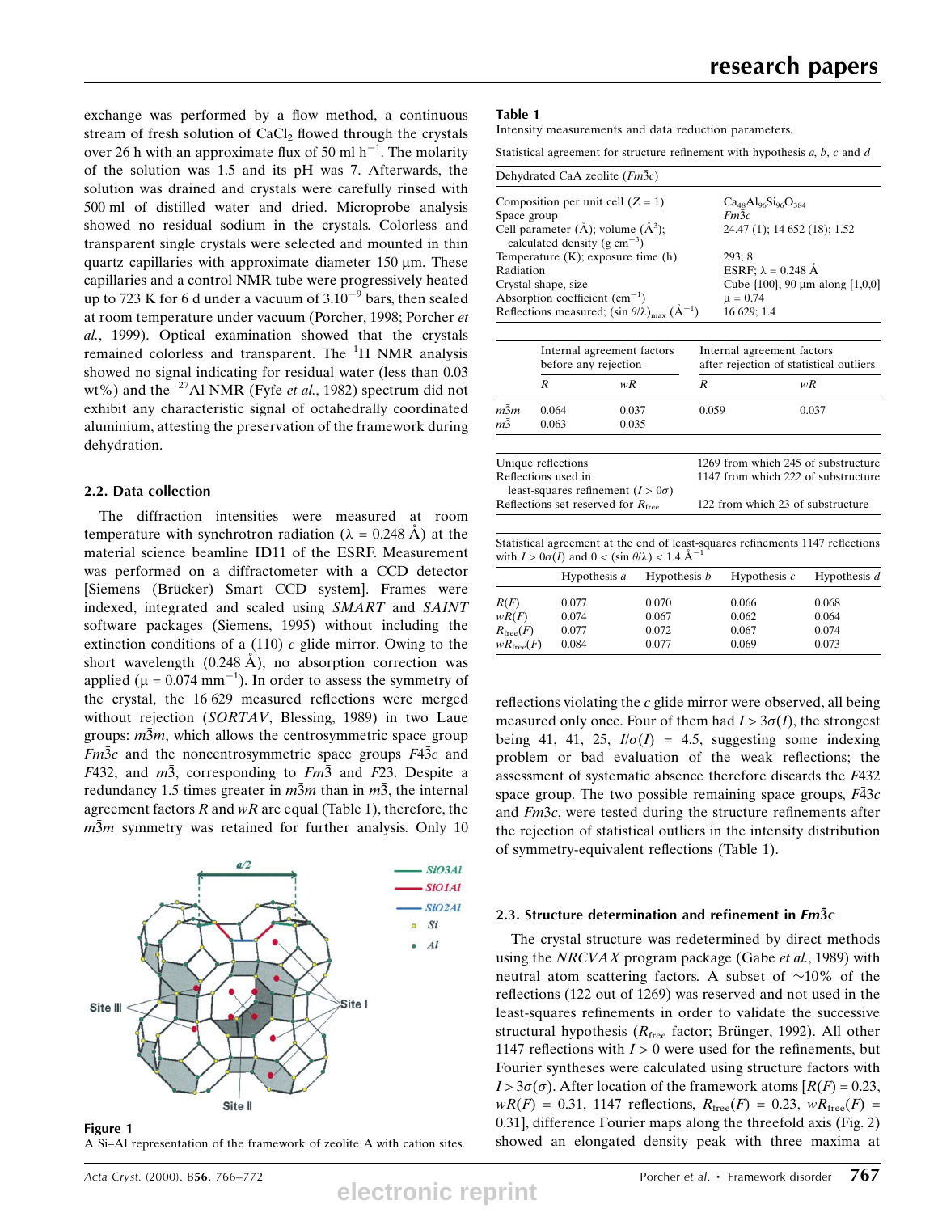exchange was performed by a flow method, a continuous stream of fresh solution of $CaCl_2$ flowed through the crystals over 26 h with an approximate flux of 50 ml $h^{-1}$. The molarity of the solution was 1.5 and its pH was 7. Afterwards, the solution was drained and crystals were carefully rinsed with 500 ml of distilled water and dried. Microprobe analysis showed no residual sodium in the crystals. Colorless and transparent single crystals were selected and mounted in thin quartz capillaries with approximate diameter 150 µm. These capillaries and a control NMR tube were progressively heated up to 723 K for 6 d under a vacuum of $3.10^{-9}$ bars, then sealed at room temperature under vacuum (Porcher, 1998; Porcher *et al.*, 1999). Optical examination showed that the crystals remained colorless and transparent. The $^{1}H$ NMR analysis showed no signal indicating for residual water (less than 0.03 wt%) and the $^{27}Al$ NMR (Fyfe *et al.*, 1982) spectrum did not exhibit any characteristic signal of octahedrally coordinated aluminium, attesting the preservation of the framework during dehydration.

### 2.2. Data collection

The diffraction intensities were measured at room temperature with synchrotron radiation ($\lambda$ = 0.248 Å) at the material science beamline ID11 of the ESRF. Measurement was performed on a diffractometer with a CCD detector [Siemens (Brücker) Smart CCD system]. Frames were indexed, integrated and scaled using *SMART* and *SAINT* software packages (Siemens, 1995) without including the extinction conditions of a (110) *c* glide mirror. Owing to the short wavelength (0.248 Å), no absorption correction was applied ($\mu$ = 0.074 $mm^{-1}$). In order to assess the symmetry of the crystal, the 16 629 measured reflections were merged without rejection (*SORTAV*, Blessing, 1989) in two Laue groups: $m\bar{3}m$, which allows the centrosymmetric space group $Fm\bar{3}c$ and the noncentrosymmetric space groups $F\bar{4}3c$ and $F432$, and $m\bar{3}$, corresponding to $Fm\bar{3}$ and $F23$. Despite a redundancy 1.5 times greater in $m\bar{3}m$ than in $m\bar{3}$, the internal agreement factors $R$ and $wR$ are equal (Table 1), therefore, the $m\bar{3}m$ symmetry was retained for further analysis. Only 10 reflections violating the *c* glide mirror were observed, all being measured only once. Four of them had $I > 3\sigma(I)$, the strongest being 41, 41, 25, $I/\sigma(I)$ = 4.5, suggesting some indexing problem or bad evaluation of the weak reflections; the assessment of systematic absence therefore discards the $F432$ space group. The two possible remaining space groups, $F\bar{4}3c$ and $Fm\bar{3}c$, were tested during the structure refinements after the rejection of statistical outliers in the intensity distribution of symmetry-equivalent reflections (Table 1).

Figure 1
A Si–Al representation of the framework of zeolite A with cation sites.

**Table 1**
Intensity measurements and data reduction parameters.

Statistical agreement for structure refinement with hypothesis *a*, *b*, *c* and *d*

| Dehydrated CaA zeolite ($Fm\bar{3}c$) | |
|---|---|
| Composition per unit cell ($Z$ = 1) | $Ca_{48}Al_{96}Si_{96}O_{384}$ |
| Space group | $Fm\bar{3}c$ |
| Cell parameter (Å); volume (Å$^3$); calculated density (g $cm^{-3}$) | 24.47 (1); 14 652 (18); 1.52 |
| Temperature (K); exposure time (h) | 293; 8 |
| Radiation | ESRF; $\lambda$ = 0.248 Å |
| Crystal shape, size | Cube {100}, 90 µm along [1,0,0] |
| Absorption coefficient ($cm^{-1}$) | $\mu$ = 0.74 |
| Reflections measured; $(\sin\theta/\lambda)_{max}$ (Å$^{-1}$) | 16 629; 1.4 |

| | Internal agreement factors before any rejection | | Internal agreement factors after rejection of statistical outliers | |
|---|---|---|---|---|
| | $R$ | $wR$ | $R$ | $wR$ |
| $m\bar{3}m$ | 0.064 | 0.037 | 0.059 | 0.037 |
| $m\bar{3}$ | 0.063 | 0.035 | | |

| | |
|---|---|
| Unique reflections | 1269 from which 245 of substructure |
| Reflections used in least-squares refinement ($I > 0\sigma$) | 1147 from which 222 of substructure |
| Reflections set reserved for $R_{free}$ | 122 from which 23 of substructure |

Statistical agreement at the end of least-squares refinements 1147 reflections with $I > 0\sigma(I)$ and $0 < (\sin\theta/\lambda) < 1.4$ Å$^{-1}$

| | Hypothesis *a* | Hypothesis *b* | Hypothesis *c* | Hypothesis *d* |
|---|---|---|---|---|
| $R(F)$ | 0.077 | 0.070 | 0.066 | 0.068 |
| $wR(F)$ | 0.074 | 0.067 | 0.062 | 0.064 |
| $R_{free}(F)$ | 0.077 | 0.072 | 0.067 | 0.074 |
| $wR_{free}(F)$ | 0.084 | 0.077 | 0.069 | 0.073 |

### 2.3. Structure determination and refinement in $Fm\bar{3}c$

The crystal structure was redetermined by direct methods using the *NRCVAX* program package (Gabe *et al.*, 1989) with neutral atom scattering factors. A subset of ~10% of the reflections (122 out of 1269) was reserved and not used in the least-squares refinements in order to validate the successive structural hypothesis ($R_{free}$ factor; Brünger, 1992). All other 1147 reflections with $I > 0$ were used for the refinements, but Fourier syntheses were calculated using structure factors with $I > 3\sigma(\sigma)$. After location of the framework atoms [$R(F)$ = 0.23, $wR(F)$ = 0.31, 1147 reflections, $R_{free}(F)$ = 0.23, $wR_{free}(F)$ = 0.31], difference Fourier maps along the threefold axis (Fig. 2) showed an elongated density peak with three maxima at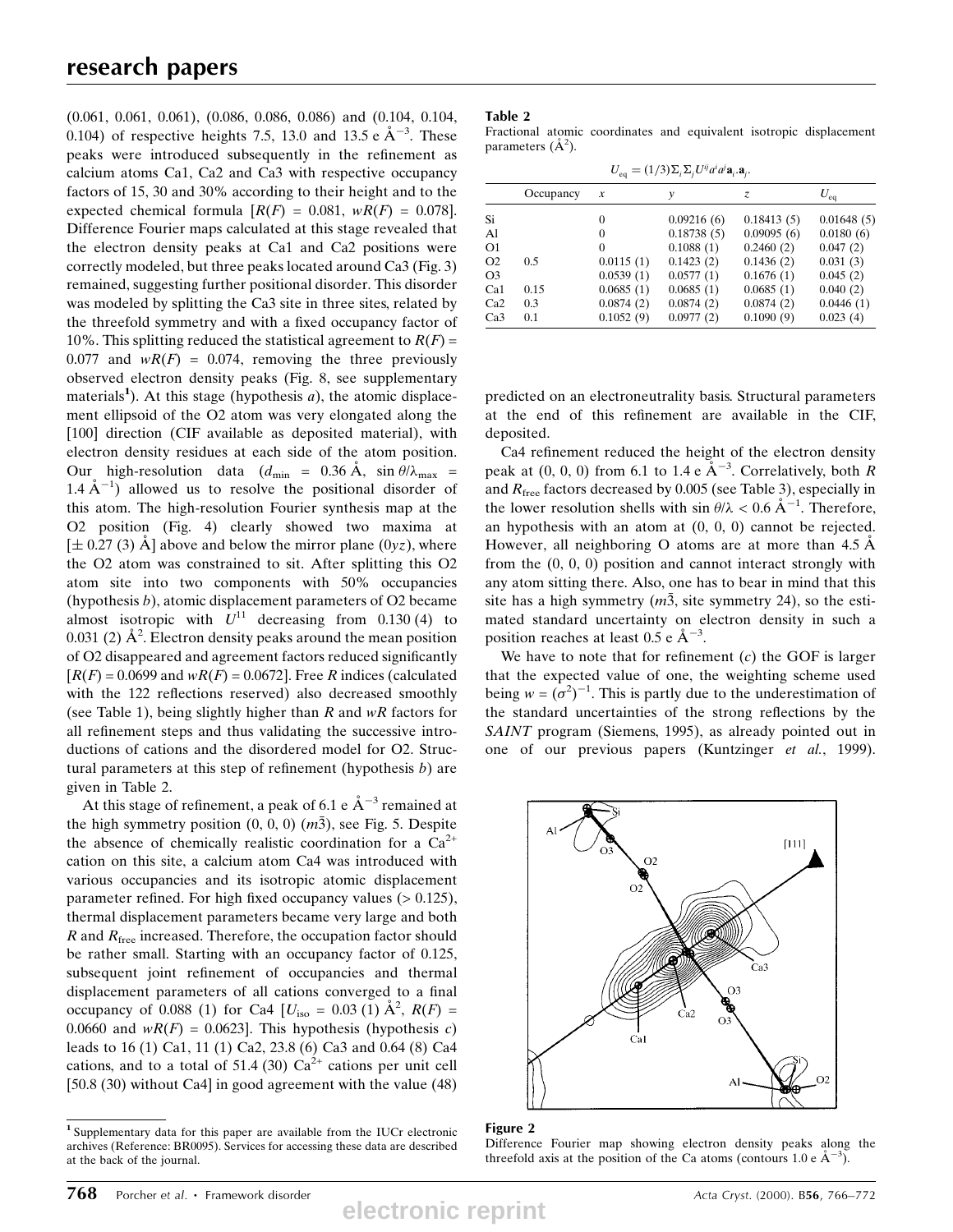(0.061, 0.061, 0.061), (0.086, 0.086, 0.086) and (0.104, 0.104, 0.104) of respective heights 7.5, 13.0 and 13.5 e Å$^{-3}$. These peaks were introduced subsequently in the refinement as calcium atoms Ca1, Ca2 and Ca3 with respective occupancy factors of 15, 30 and 30% according to their height and to the expected chemical formula [$R(F)$ = 0.081, $wR(F)$ = 0.078]. Difference Fourier maps calculated at this stage revealed that the electron density peaks at Ca1 and Ca2 positions were correctly modeled, but three peaks located around Ca3 (Fig. 3) remained, suggesting further positional disorder. This disorder was modeled by splitting the Ca3 site in three sites, related by the threefold symmetry and with a fixed occupancy factor of 10%. This splitting reduced the statistical agreement to $R(F)$ = 0.077 and $wR(F)$ = 0.074, removing the three previously observed electron density peaks (Fig. 8, see supplementary materials[1]). At this stage (hypothesis *a*), the atomic displacement ellipsoid of the O2 atom was very elongated along the [100] direction (CIF available as deposited material), with electron density residues at each side of the atom position. Our high-resolution data ($d_{min}$ = 0.36 Å, $\sin\theta/\lambda_{max}$ = 1.4 Å$^{-1}$) allowed us to resolve the positional disorder of this atom. The high-resolution Fourier synthesis map at the O2 position (Fig. 4) clearly showed two maxima at [± 0.27 (3) Å] above and below the mirror plane (0*yz*), where the O2 atom was constrained to sit. After splitting this O2 atom site into two components with 50% occupancies (hypothesis *b*), atomic displacement parameters of O2 became almost isotropic with $U^{11}$ decreasing from 0.130 (4) to 0.031 (2) Å$^2$. Electron density peaks around the mean position of O2 disappeared and agreement factors reduced significantly [$R(F)$ = 0.0699 and $wR(F)$ = 0.0672]. Free *R* indices (calculated with the 122 reflections reserved) also decreased smoothly (see Table 1), being slightly higher than *R* and *wR* factors for all refinement steps and thus validating the successive introductions of cations and the disordered model for O2. Structural parameters at this step of refinement (hypothesis *b*) are given in Table 2.

At this stage of refinement, a peak of 6.1 e Å$^{-3}$ remained at the high symmetry position (0, 0, 0) ($m\bar{3}$), see Fig. 5. Despite the absence of chemically realistic coordination for a $Ca^{2+}$ cation on this site, a calcium atom Ca4 was introduced with various occupancies and its isotropic atomic displacement parameter refined. For high fixed occupancy values (> 0.125), thermal displacement parameters became very large and both *R* and $R_{free}$ increased. Therefore, the occupation factor should be rather small. Starting with an occupancy factor of 0.125, subsequent joint refinement of occupancies and thermal displacement parameters of all cations converged to a final occupancy of 0.088 (1) for Ca4 [$U_{iso}$ = 0.03 (1) Å$^2$, $R(F)$ = 0.0660 and $wR(F)$ = 0.0623]. This hypothesis (hypothesis *c*) leads to 16 (1) Ca1, 11 (1) Ca2, 23.8 (6) Ca3 and 0.64 (8) Ca4 cations, and to a total of 51.4 (30) $Ca^{2+}$ cations per unit cell [50.8 (30) without Ca4] in good agreement with the value (48) predicted on an electroneutrality basis. Structural parameters at the end of this refinement are available in the CIF, deposited.

Ca4 refinement reduced the height of the electron density peak at (0, 0, 0) from 6.1 to 1.4 e Å$^{-3}$. Correlatively, both *R* and $R_{free}$ factors decreased by 0.005 (see Table 3), especially in the lower resolution shells with $\sin\theta/\lambda$ < 0.6 Å$^{-1}$. Therefore, an hypothesis with an atom at (0, 0, 0) cannot be rejected. However, all neighboring O atoms are at more than 4.5 Å from the (0, 0, 0) position and cannot interact strongly with any atom sitting there. Also, one has to bear in mind that this site has a high symmetry ($m\bar{3}$, site symmetry 24), so the estimated standard uncertainty on electron density in such a position reaches at least 0.5 e Å$^{-3}$.

We have to note that for refinement (*c*) the GOF is larger that the expected value of one, the weighting scheme used being $w = (\sigma^2)^{-1}$. This is partly due to the underestimation of the standard uncertainties of the strong reflections by the *SAINT* program (Siemens, 1995), as already pointed out in one of our previous papers (Kuntzinger *et al.*, 1999).

**Table 2**
Fractional atomic coordinates and equivalent isotropic displacement parameters (Å$^2$).

$$U_{eq} = (1/3)\Sigma_i \Sigma_j U^{ij} a^i a^j \mathbf{a}_i.\mathbf{a}_j.$$

| | Occupancy | *x* | *y* | *z* | $U_{eq}$ |
|---|---|---|---|---|---|
| Si | | 0 | 0.09216 (6) | 0.18413 (5) | 0.01648 (5) |
| Al | | 0 | 0.18738 (5) | 0.09095 (6) | 0.0180 (6) |
| O1 | | 0 | 0.1088 (1) | 0.2460 (2) | 0.047 (2) |
| O2 | 0.5 | 0.0115 (1) | 0.1423 (2) | 0.1436 (2) | 0.031 (3) |
| O3 | | 0.0539 (1) | 0.0577 (1) | 0.1676 (1) | 0.045 (2) |
| Ca1 | 0.15 | 0.0685 (1) | 0.0685 (1) | 0.0685 (1) | 0.040 (2) |
| Ca2 | 0.3 | 0.0874 (2) | 0.0874 (2) | 0.0874 (2) | 0.0446 (1) |
| Ca3 | 0.1 | 0.1052 (9) | 0.0977 (2) | 0.1090 (9) | 0.023 (4) |

**Figure 2**
Difference Fourier map showing electron density peaks along the threefold axis at the position of the Ca atoms (contours 1.0 e Å$^{-3}$).

[1] Supplementary data for this paper are available from the IUCr electronic archives (Reference: BR0095). Services for accessing these data are described at the back of the journal.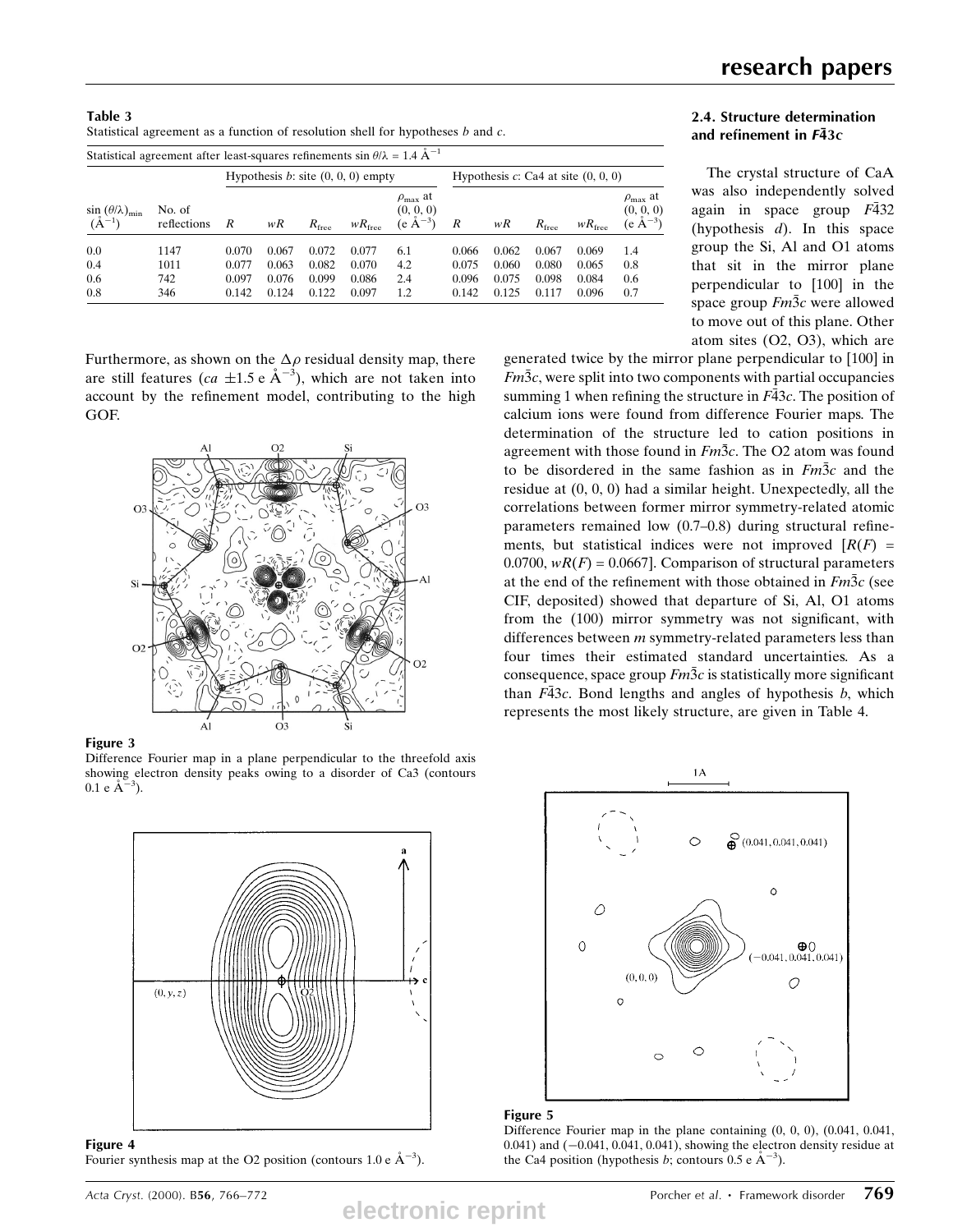**Table 3**
Statistical agreement as a function of resolution shell for hypotheses *b* and *c*.

Statistical agreement after least-squares refinements $\sin\theta/\lambda = 1.4$ Å$^{-1}$

| | | Hypothesis *b*: site (0, 0, 0) empty | | | | | Hypothesis *c*: Ca4 at site (0, 0, 0) | | | | |
|---|---|---|---|---|---|---|---|---|---|---|---|
| $\sin(\theta/\lambda)_{min}$ (Å$^{-1}$) | No. of reflections | $R$ | $wR$ | $R_{free}$ | $wR_{free}$ | $\rho_{max}$ at (0, 0, 0) (e Å$^{-3}$) | $R$ | $wR$ | $R_{free}$ | $wR_{free}$ | $\rho_{max}$ at (0, 0, 0) (e Å$^{-3}$) |
| 0.0 | 1147 | 0.070 | 0.067 | 0.072 | 0.077 | 6.1 | 0.066 | 0.062 | 0.067 | 0.069 | 1.4 |
| 0.4 | 1011 | 0.077 | 0.063 | 0.082 | 0.070 | 4.2 | 0.075 | 0.060 | 0.080 | 0.065 | 0.8 |
| 0.6 | 742 | 0.097 | 0.076 | 0.099 | 0.086 | 2.4 | 0.096 | 0.075 | 0.098 | 0.084 | 0.6 |
| 0.8 | 346 | 0.142 | 0.124 | 0.122 | 0.097 | 1.2 | 0.142 | 0.125 | 0.117 | 0.096 | 0.7 |

Furthermore, as shown on the $\Delta\rho$ residual density map, there are still features (*ca* $\pm 1.5$ e Å$^{-3}$), which are not taken into account by the refinement model, contributing to the high GOF.

**Figure 3**
Difference Fourier map in a plane perpendicular to the threefold axis showing electron density peaks owing to a disorder of Ca3 (contours 0.1 e Å$^{-3}$).

**Figure 4**
Fourier synthesis map at the O2 position (contours 1.0 e Å$^{-3}$).

### 2.4. Structure determination and refinement in $F\bar{4}3c$

The crystal structure of CaA was also independently solved again in space group $F\bar{4}32$ (hypothesis *d*). In this space group the Si, Al and O1 atoms that sit in the mirror plane perpendicular to [100] in the space group $Fm\bar{3}c$ were allowed to move out of this plane. Other atom sites (O2, O3), which are generated twice by the mirror plane perpendicular to [100] in $Fm\bar{3}c$, were split into two components with partial occupancies summing 1 when refining the structure in $F\bar{4}3c$. The position of calcium ions were found from difference Fourier maps. The determination of the structure led to cation positions in agreement with those found in $Fm\bar{3}c$. The O2 atom was found to be disordered in the same fashion as in $Fm\bar{3}c$ and the residue at (0, 0, 0) had a similar height. Unexpectedly, all the correlations between former mirror symmetry-related atomic parameters remained low (0.7–0.8) during structural refinements, but statistical indices were not improved [$R(F)$ = 0.0700, $wR(F)$ = 0.0667]. Comparison of structural parameters at the end of the refinement with those obtained in $Fm\bar{3}c$ (see CIF, deposited) showed that departure of Si, Al, O1 atoms from the (100) mirror symmetry was not significant, with differences between *m* symmetry-related parameters less than four times their estimated standard uncertainties. As a consequence, space group $Fm\bar{3}c$ is statistically more significant than $F\bar{4}3c$. Bond lengths and angles of hypothesis *b*, which represents the most likely structure, are given in Table 4.

**Figure 5**
Difference Fourier map in the plane containing (0, 0, 0), (0.041, 0.041, 0.041) and (−0.041, 0.041, 0.041), showing the electron density residue at the Ca4 position (hypothesis *b*; contours 0.5 e Å$^{-3}$).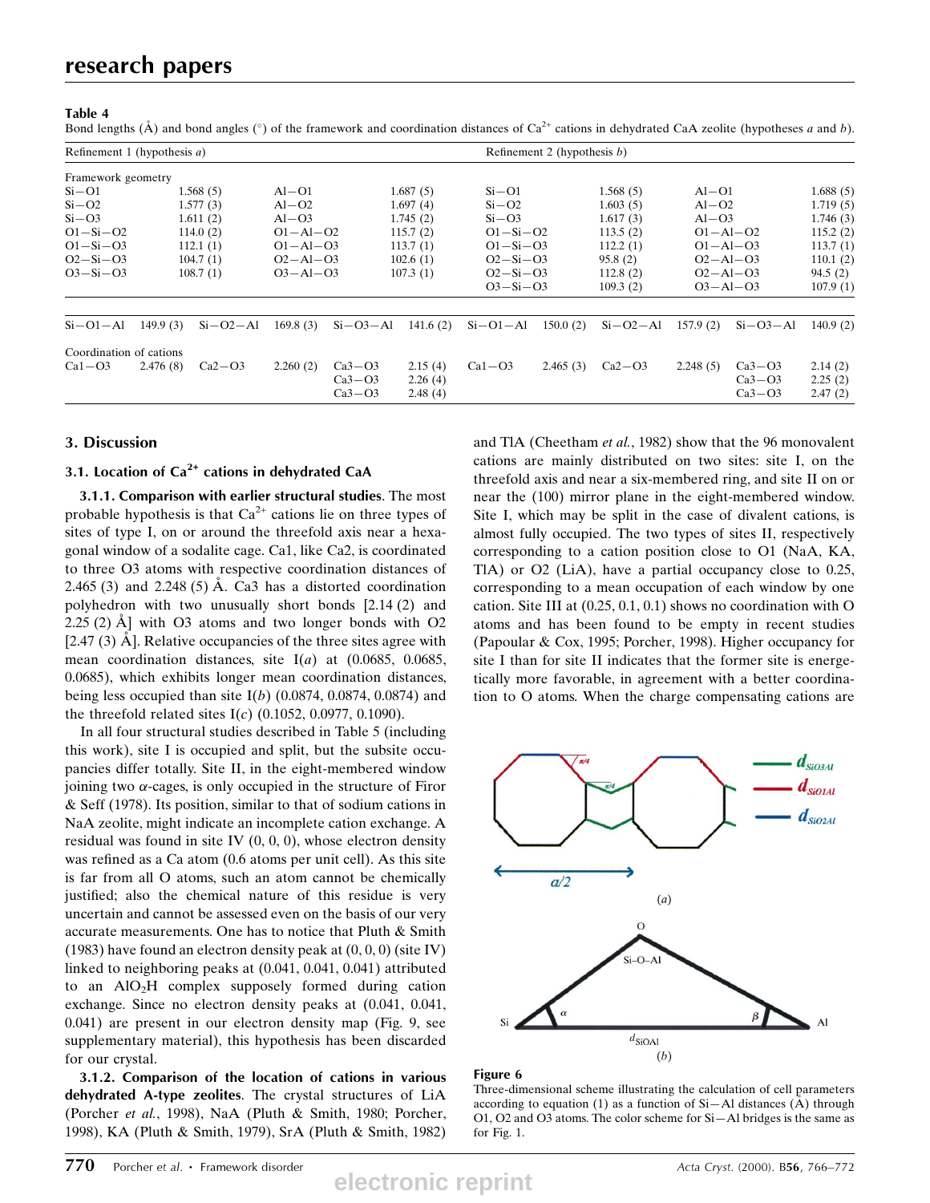**Table 4**
Bond lengths (Å) and bond angles (°) of the framework and coordination distances of $Ca^{2+}$ cations in dehydrated CaA zeolite (hypotheses *a* and *b*).

| Refinement 1 (hypothesis *a*) | | | | | | Refinement 2 (hypothesis *b*) | | | | | |
|---|---|---|---|---|---|---|---|---|---|---|---|
| Framework geometry | | | | | | | | | | | |
| Si—O1 | 1.568 (5) | | Al—O1 | 1.687 (5) | | Si—O1 | 1.568 (5) | | Al—O1 | 1.688 (5) | |
| Si—O2 | 1.577 (3) | | Al—O2 | 1.697 (4) | | Si—O2 | 1.603 (5) | | Al—O2 | 1.719 (5) | |
| Si—O3 | 1.611 (2) | | Al—O3 | 1.745 (2) | | Si—O3 | 1.617 (3) | | Al—O3 | 1.746 (3) | |
| O1—Si—O2 | 114.0 (2) | | O1—Al—O2 | 115.7 (2) | | O1—Si—O2 | 113.5 (2) | | O1—Al—O2 | 115.2 (2) | |
| O1—Si—O3 | 112.1 (1) | | O1—Al—O3 | 113.7 (1) | | O1—Si—O3 | 112.2 (1) | | O1—Al—O3 | 113.7 (1) | |
| O2—Si—O3 | 104.7 (1) | | O2—Al—O3 | 102.6 (1) | | O2—Si—O3 | 95.8 (2) | | O2—Al—O3 | 110.1 (2) | |
| O3—Si—O3 | 108.7 (1) | | O3—Al—O3 | 107.3 (1) | | O2—Si—O3 | 112.8 (2) | | O2—Al—O3 | 94.5 (2) | |
| | | | | | | O3—Si—O3 | 109.3 (2) | | O3—Al—O3 | 107.9 (1) | |
| Si—O1—Al | 149.9 (3) | Si—O2—Al | 169.8 (3) | Si—O3—Al | 141.6 (2) | Si—O1—Al | 150.0 (2) | Si—O2—Al | 157.9 (2) | Si—O3—Al | 140.9 (2) |
| Coordination of cations | | | | | | | | | | | |
| Ca1—O3 | 2.476 (8) | Ca2—O3 | 2.260 (2) | Ca3—O3 | 2.15 (4) | Ca1—O3 | 2.465 (3) | Ca2—O3 | 2.248 (5) | Ca3—O3 | 2.14 (2) |
| | | | | Ca3—O3 | 2.26 (4) | | | | | Ca3—O3 | 2.25 (2) |
| | | | | Ca3—O3 | 2.48 (4) | | | | | Ca3—O3 | 2.47 (2) |

## 3. Discussion

### 3.1. Location of $Ca^{2+}$ cations in dehydrated CaA

**3.1.1. Comparison with earlier structural studies**. The most probable hypothesis is that $Ca^{2+}$ cations lie on three types of sites of type I, on or around the threefold axis near a hexagonal window of a sodalite cage. Ca1, like Ca2, is coordinated to three O3 atoms with respective coordination distances of 2.465 (3) and 2.248 (5) Å. Ca3 has a distorted coordination polyhedron with two unusually short bonds [2.14 (2) and 2.25 (2) Å] with O3 atoms and two longer bonds with O2 [2.47 (3) Å]. Relative occupancies of the three sites agree with mean coordination distances, site I(*a*) at (0.0685, 0.0685, 0.0685), which exhibits longer mean coordination distances, being less occupied than site I(*b*) (0.0874, 0.0874, 0.0874) and the threefold related sites I(*c*) (0.1052, 0.0977, 0.1090).

In all four structural studies described in Table 5 (including this work), site I is occupied and split, but the subsite occupancies differ totally. Site II, in the eight-membered window joining two $\alpha$-cages, is only occupied in the structure of Firor & Seff (1978). Its position, similar to that of sodium cations in NaA zeolite, might indicate an incomplete cation exchange. A residual was found in site IV (0, 0, 0), whose electron density was refined as a Ca atom (0.6 atoms per unit cell). As this site is far from all O atoms, such an atom cannot be chemically justified; also the chemical nature of this residue is very uncertain and cannot be assessed even on the basis of our very accurate measurements. One has to notice that Pluth & Smith (1983) have found an electron density peak at (0, 0, 0) (site IV) linked to neighboring peaks at (0.041, 0.041, 0.041) attributed to an $AlO_2H$ complex supposely formed during cation exchange. Since no electron density peaks at (0.041, 0.041, 0.041) are present in our electron density map (Fig. 9, see supplementary material), this hypothesis has been discarded for our crystal.

**3.1.2. Comparison of the location of cations in various dehydrated A-type zeolites**. The crystal structures of LiA (Porcher *et al.*, 1998), NaA (Pluth & Smith, 1980; Porcher, 1998), KA (Pluth & Smith, 1979), SrA (Pluth & Smith, 1982) and TlA (Cheetham *et al.*, 1982) show that the 96 monovalent cations are mainly distributed on two sites: site I, on the threefold axis and near a six-membered ring, and site II on or near the (100) mirror plane in the eight-membered window. Site I, which may be split in the case of divalent cations, is almost fully occupied. The two types of sites II, respectively corresponding to a cation position close to O1 (NaA, KA, TlA) or O2 (LiA), have a partial occupancy close to 0.25, corresponding to a mean occupation of each window by one cation. Site III at (0.25, 0.1, 0.1) shows no coordination with O atoms and has been found to be empty in recent studies (Papoular & Cox, 1995; Porcher, 1998). Higher occupancy for site I than for site II indicates that the former site is energetically more favorable, in agreement with a better coordination to O atoms. When the charge compensating cations are

**Figure 6**
Three-dimensional scheme illustrating the calculation of cell parameters according to equation (1) as a function of Si—Al distances (Å) through O1, O2 and O3 atoms. The color scheme for Si—Al bridges is the same as for Fig. 1.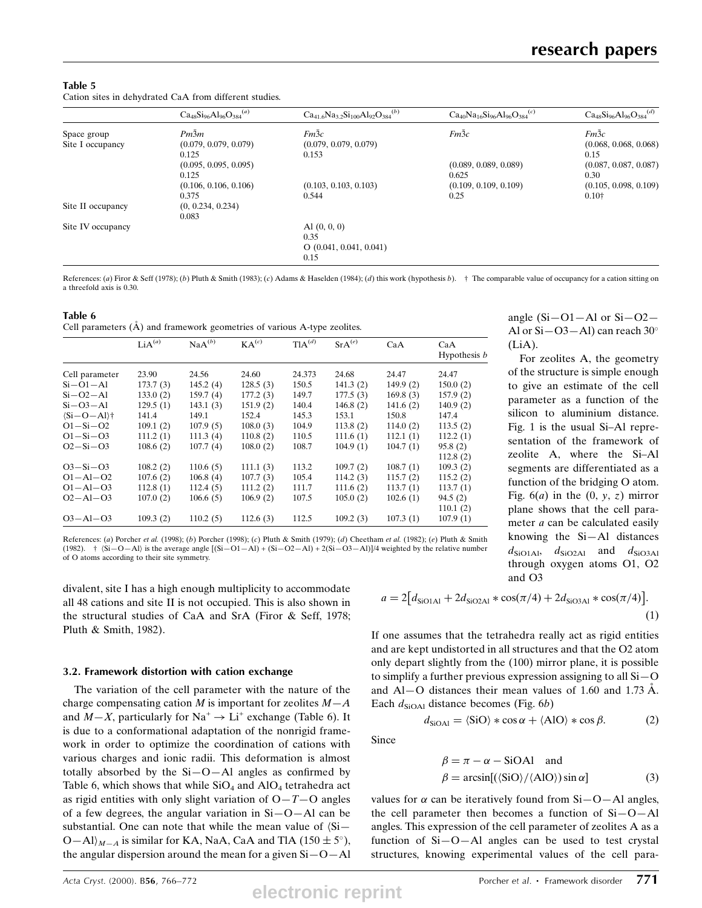**Table 5**
Cation sites in dehydrated CaA from different studies.

| | $Ca_{48}Si_{96}Al_{96}O_{384}$[(a)] | $Ca_{41.6}Na_{3.2}Si_{100}Al_{92}O_{384}$[(b)] | $Ca_{40}Na_{16}Si_{96}Al_{96}O_{384}$[(c)] | $Ca_{48}Si_{96}Al_{96}O_{384}$[(d)] |
|---|---|---|---|---|
| Space group | $Pm\bar{3}m$ | $Fm\bar{3}c$ | $Fm\bar{3}c$ | $Fm\bar{3}c$ |
| Site I occupancy | (0.079, 0.079, 0.079) | (0.079, 0.079, 0.079) | | (0.068, 0.068, 0.068) |
| | 0.125 | 0.153 | | 0.15 |
| | (0.095, 0.095, 0.095) | | (0.089, 0.089, 0.089) | (0.087, 0.087, 0.087) |
| | 0.125 | | 0.625 | 0.30 |
| | (0.106, 0.106, 0.106) | (0.103, 0.103, 0.103) | (0.109, 0.109, 0.109) | (0.105, 0.098, 0.109) |
| | 0.375 | 0.544 | 0.25 | 0.10† |
| Site II occupancy | (0, 0.234, 0.234) | | | |
| | 0.083 | | | |
| Site IV occupancy | | Al (0, 0, 0) | | |
| | | 0.35 | | |
| | | O (0.041, 0.041, 0.041) | | |
| | | 0.15 | | |

References: (*a*) Firor & Seff (1978); (*b*) Pluth & Smith (1983); (*c*) Adams & Haselden (1984); (*d*) this work (hypothesis *b*). † The comparable value of occupancy for a cation sitting on a threefold axis is 0.30.

**Table 6**
Cell parameters (Å) and framework geometries of various A-type zeolites.

| | LiA[(a)] | NaA[(b)] | KA[(c)] | TlA[(d)] | SrA[(e)] | CaA | CaA Hypothesis *b* |
|---|---|---|---|---|---|---|---|
| Cell parameter | 23.90 | 24.56 | 24.60 | 24.373 | 24.68 | 24.47 | 24.47 |
| Si—O1—Al | 173.7 (3) | 145.2 (4) | 128.5 (3) | 150.5 | 141.3 (2) | 149.9 (2) | 150.0 (2) |
| Si—O2—Al | 133.0 (2) | 159.7 (4) | 177.2 (3) | 149.7 | 177.5 (3) | 169.8 (3) | 157.9 (2) |
| Si—O3—Al | 129.5 (1) | 143.1 (3) | 151.9 (2) | 140.4 | 146.8 (2) | 141.6 (2) | 140.9 (2) |
| ⟨Si—O—Al⟩† | 141.4 | 149.1 | 152.4 | 145.3 | 153.1 | 150.8 | 147.4 |
| O1—Si—O2 | 109.1 (2) | 107.9 (5) | 108.0 (3) | 104.9 | 113.8 (2) | 114.0 (2) | 113.5 (2) |
| O1—Si—O3 | 111.2 (1) | 111.3 (4) | 110.8 (2) | 110.5 | 111.6 (1) | 112.1 (1) | 112.2 (1) |
| O2—Si—O3 | 108.6 (2) | 107.7 (4) | 108.0 (2) | 108.7 | 104.9 (1) | 104.7 (1) | 95.8 (2) |
| | | | | | | | 112.8 (2) |
| O3—Si—O3 | 108.2 (2) | 110.6 (5) | 111.1 (3) | 113.2 | 109.7 (2) | 108.7 (1) | 109.3 (2) |
| O1—Al—O2 | 107.6 (2) | 106.8 (4) | 107.7 (3) | 105.4 | 114.2 (3) | 115.7 (2) | 115.2 (2) |
| O1—Al—O3 | 112.8 (1) | 112.4 (5) | 111.2 (2) | 111.7 | 111.6 (2) | 113.7 (1) | 113.7 (1) |
| O2—Al—O3 | 107.0 (2) | 106.6 (5) | 106.9 (2) | 107.5 | 105.0 (2) | 102.6 (1) | 94.5 (2) |
| | | | | | | | 110.1 (2) |
| O3—Al—O3 | 109.3 (2) | 110.2 (5) | 112.6 (3) | 112.5 | 109.2 (3) | 107.3 (1) | 107.9 (1) |

References: (*a*) Porcher *et al.* (1998); (*b*) Porcher (1998); (*c*) Pluth & Smith (1979); (*d*) Cheetham *et al.* (1982); (*e*) Pluth & Smith (1982). † ⟨Si—O—Al⟩ is the average angle [(Si—O1—Al) + (Si—O2—Al) + 2(Si—O3—Al)]/4 weighted by the relative number of O atoms according to their site symmetry.

divalent, site I has a high enough multiplicity to accommodate all 48 cations and site II is not occupied. This is also shown in the structural studies of CaA and SrA (Firor & Seff, 1978; Pluth & Smith, 1982).

### 3.2. Framework distortion with cation exchange

The variation of the cell parameter with the nature of the charge compensating cation $M$ is important for zeolites $M$—$A$ and $M$—$X$, particularly for $Na^+ \rightarrow Li^+$ exchange (Table 6). It is due to a conformational adaptation of the nonrigid framework in order to optimize the coordination of cations with various charges and ionic radii. This deformation is almost totally absorbed by the Si—O—Al angles as confirmed by Table 6, which shows that while $SiO_4$ and $AlO_4$ tetrahedra act as rigid entities with only slight variation of O—$T$—O angles of a few degrees, the angular variation in Si—O—Al can be substantial. One can note that while the mean value of $\langle$Si—O—Al$\rangle_{M-A}$ is similar for KA, NaA, CaA and TlA (150 ± 5°), the angular dispersion around the mean for a given Si—O—Al angle (Si—O1—Al or Si—O2—Al or Si—O3—Al) can reach 30° (LiA).

For zeolites A, the geometry of the structure is simple enough to give an estimate of the cell parameter as a function of the silicon to aluminium distance. Fig. 1 is the usual Si–Al representation of the framework of zeolite A, where the Si–Al segments are differentiated as a function of the bridging O atom. Fig. 6(*a*) in the (0, *y*, *z*) mirror plane shows that the cell parameter $a$ can be calculated easily knowing the Si—Al distances $d_{SiO1Al}$, $d_{SiO2Al}$ and $d_{SiO3Al}$ through oxygen atoms O1, O2 and O3

$$a = 2\left[d_{SiO1Al} + 2d_{SiO2Al} * \cos(\pi/4) + 2d_{SiO3Al} * \cos(\pi/4)\right]. \quad (1)$$

If one assumes that the tetrahedra really act as rigid entities and are kept undistorted in all structures and that the O2 atom only depart slightly from the (100) mirror plane, it is possible to simplify a further previous expression assigning to all Si—O and Al—O distances their mean values of 1.60 and 1.73 Å. Each $d_{SiOAl}$ distance becomes (Fig. 6*b*)

$$d_{SiOAl} = \langle SiO\rangle * \cos\alpha + \langle AlO\rangle * \cos\beta. \quad (2)$$

Since

$$\beta = \pi - \alpha - SiOAl \quad \text{and}$$
$$\beta = \arcsin[(\langle SiO\rangle/\langle AlO\rangle)\sin\alpha] \quad (3)$$

values for $\alpha$ can be iteratively found from Si—O—Al angles, the cell parameter then becomes a function of Si—O—Al angles. This expression of the cell parameter of zeolites A as a function of Si—O—Al angles can be used to test crystal structures, knowing experimental values of the cell para-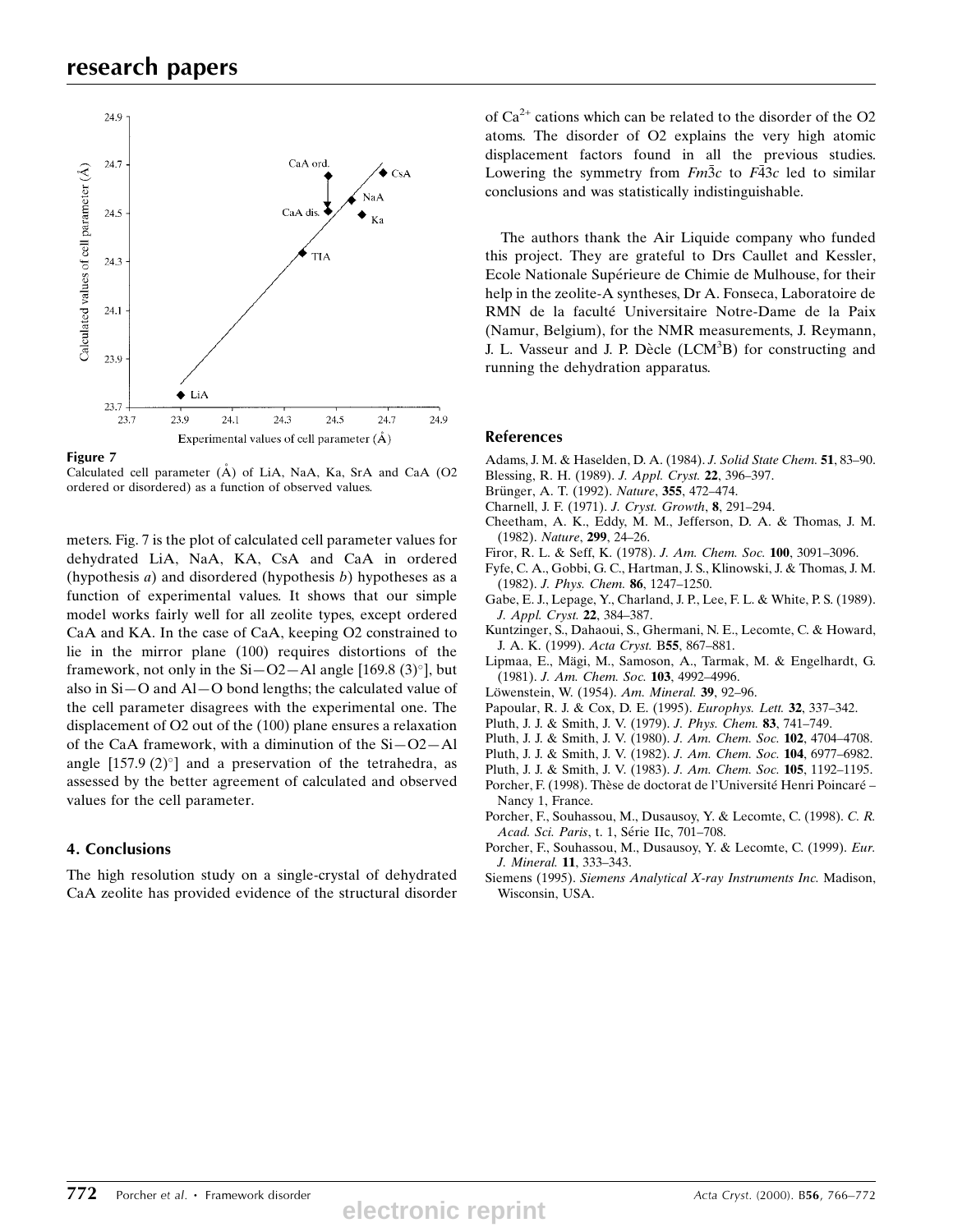24.9

24.7

24.5

24.3

24.1

23.9

23.7

Calculated values of cell parameter (Å)

23.7 23.9 24.1 24.3 24.5 24.7 24.9

Experimental values of cell parameter (Å)

CaA ord.

CaA dis.

CsA

NaA

Ka

TlA

LiA

**Figure 7**
Calculated cell parameter (Å) of LiA, NaA, Ka, SrA and CaA (O2 ordered or disordered) as a function of observed values.

meters. Fig. 7 is the plot of calculated cell parameter values for dehydrated LiA, NaA, KA, CsA and CaA in ordered (hypothesis *a*) and disordered (hypothesis *b*) hypotheses as a function of experimental values. It shows that our simple model works fairly well for all zeolite types, except ordered CaA and KA. In the case of CaA, keeping O2 constrained to lie in the mirror plane (100) requires distortions of the framework, not only in the Si—O2—Al angle [169.8 (3)°], but also in Si—O and Al—O bond lengths; the calculated value of the cell parameter disagrees with the experimental one. The displacement of O2 out of the (100) plane ensures a relaxation of the CaA framework, with a diminution of the Si—O2—Al angle [157.9 (2)°] and a preservation of the tetrahedra, as assessed by the better agreement of calculated and observed values for the cell parameter.

## 4. Conclusions

The high resolution study on a single-crystal of dehydrated CaA zeolite has provided evidence of the structural disorder of $Ca^{2+}$ cations which can be related to the disorder of the O2 atoms. The disorder of O2 explains the very high atomic displacement factors found in all the previous studies. Lowering the symmetry from $Fm\bar{3}c$ to $F\bar{4}3c$ led to similar conclusions and was statistically indistinguishable.

The authors thank the Air Liquide company who funded this project. They are grateful to Drs Caullet and Kessler, Ecole Nationale Supérieure de Chimie de Mulhouse, for their help in the zeolite-A syntheses, Dr A. Fonseca, Laboratoire de RMN de la faculté Universitaire Notre-Dame de la Paix (Namur, Belgium), for the NMR measurements, J. Reymann, J. L. Vasseur and J. P. Dècle ($LCM^3B$) for constructing and running the dehydration apparatus.

## References

Adams, J. M. & Haselden, D. A. (1984). *J. Solid State Chem.* **51**, 83–90.
Blessing, R. H. (1989). *J. Appl. Cryst.* **22**, 396–397.
Brünger, A. T. (1992). *Nature*, **355**, 472–474.
Charnell, J. F. (1971). *J. Cryst. Growth*, **8**, 291–294.
Cheetham, A. K., Eddy, M. M., Jefferson, D. A. & Thomas, J. M. (1982). *Nature*, **299**, 24–26.
Firor, R. L. & Seff, K. (1978). *J. Am. Chem. Soc.* **100**, 3091–3096.
Fyfe, C. A., Gobbi, G. C., Hartman, J. S., Klinowski, J. & Thomas, J. M. (1982). *J. Phys. Chem.* **86**, 1247–1250.
Gabe, E. J., Lepage, Y., Charland, J. P., Lee, F. L. & White, P. S. (1989). *J. Appl. Cryst.* **22**, 384–387.
Kuntzinger, S., Dahaoui, S., Ghermani, N. E., Lecomte, C. & Howard, J. A. K. (1999). *Acta Cryst.* B**55**, 867–881.
Lipmaa, E., Mägi, M., Samoson, A., Tarmak, M. & Engelhardt, G. (1981). *J. Am. Chem. Soc.* **103**, 4992–4996.
Löwenstein, W. (1954). *Am. Mineral.* **39**, 92–96.
Papoular, R. J. & Cox, D. E. (1995). *Europhys. Lett.* **32**, 337–342.
Pluth, J. J. & Smith, J. V. (1979). *J. Phys. Chem.* **83**, 741–749.
Pluth, J. J. & Smith, J. V. (1980). *J. Am. Chem. Soc.* **102**, 4704–4708.
Pluth, J. J. & Smith, J. V. (1982). *J. Am. Chem. Soc.* **104**, 6977–6982.
Pluth, J. J. & Smith, J. V. (1983). *J. Am. Chem. Soc.* **105**, 1192–1195.
Porcher, F. (1998). Thèse de doctorat de l'Université Henri Poincaré – Nancy 1, France.
Porcher, F., Souhassou, M., Dusausoy, Y. & Lecomte, C. (1998). *C. R. Acad. Sci. Paris*, t. 1, Série IIc, 701–708.
Porcher, F., Souhassou, M., Dusausoy, Y. & Lecomte, C. (1999). *Eur. J. Mineral.* **11**, 333–343.
Siemens (1995). *Siemens Analytical X-ray Instruments Inc.* Madison, Wisconsin, USA.